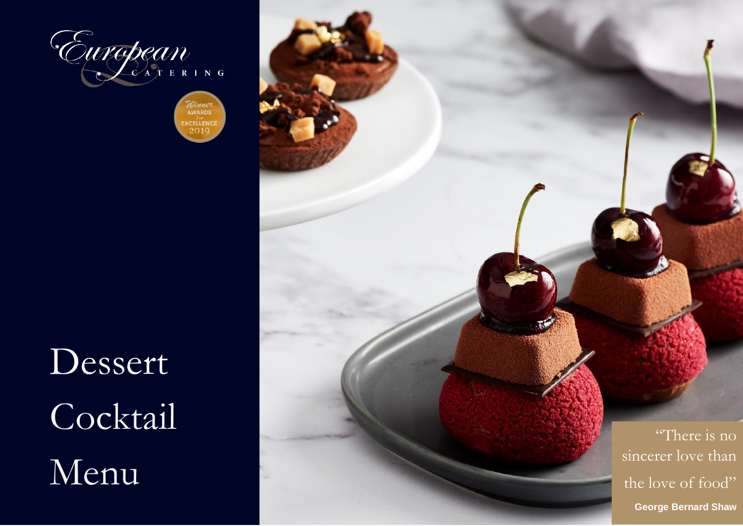European Catering

Winner Awards for Excellence 2019

# Dessert Cocktail Menu

"There is no sincerer love than the love of food"

**George Bernard Shaw**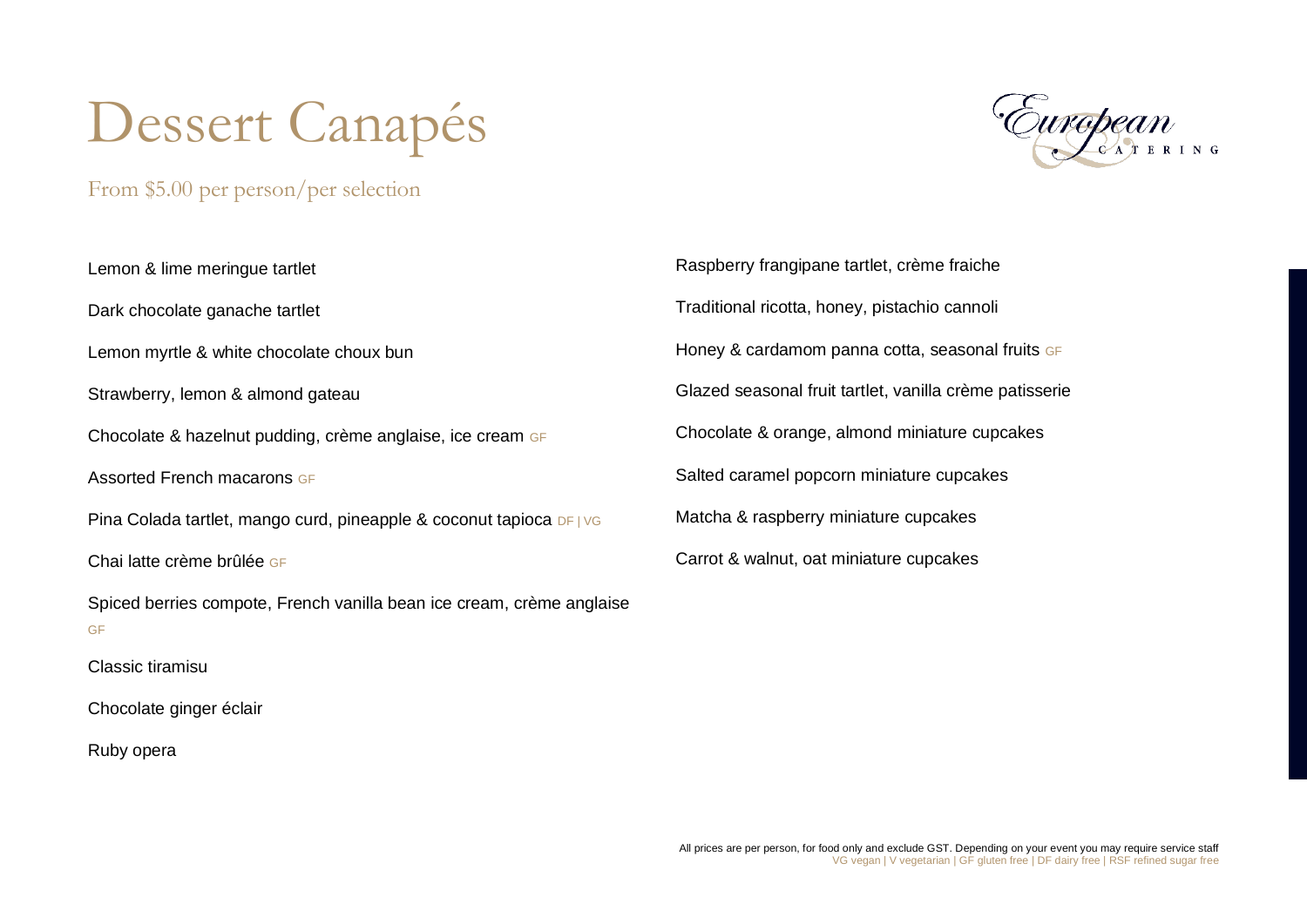# Dessert Canapés

From $5.00 per person/per selection

Lemon & lime meringue tartlet

Dark chocolate ganache tartlet

Lemon myrtle & white chocolate choux bun

Strawberry, lemon & almond gateau

Chocolate & hazelnut pudding, crème anglaise, ice cream GF

Assorted French macarons GF

Pina Colada tartlet, mango curd, pineapple & coconut tapioca DF | VG

Chai latte crème brûlée GF

Spiced berries compote, French vanilla bean ice cream, crème anglaise GF

Classic tiramisu

Chocolate ginger éclair

Ruby opera

Raspberry frangipane tartlet, crème fraiche

Traditional ricotta, honey, pistachio cannoli

Honey & cardamom panna cotta, seasonal fruits GF

Glazed seasonal fruit tartlet, vanilla crème patisserie

Chocolate & orange, almond miniature cupcakes

Salted caramel popcorn miniature cupcakes

Matcha & raspberry miniature cupcakes

Carrot & walnut, oat miniature cupcakes

All prices are per person, for food only and exclude GST. Depending on your event you may require service staff

VG vegan | V vegetarian | GF gluten free | DF dairy free | RSF refined sugar free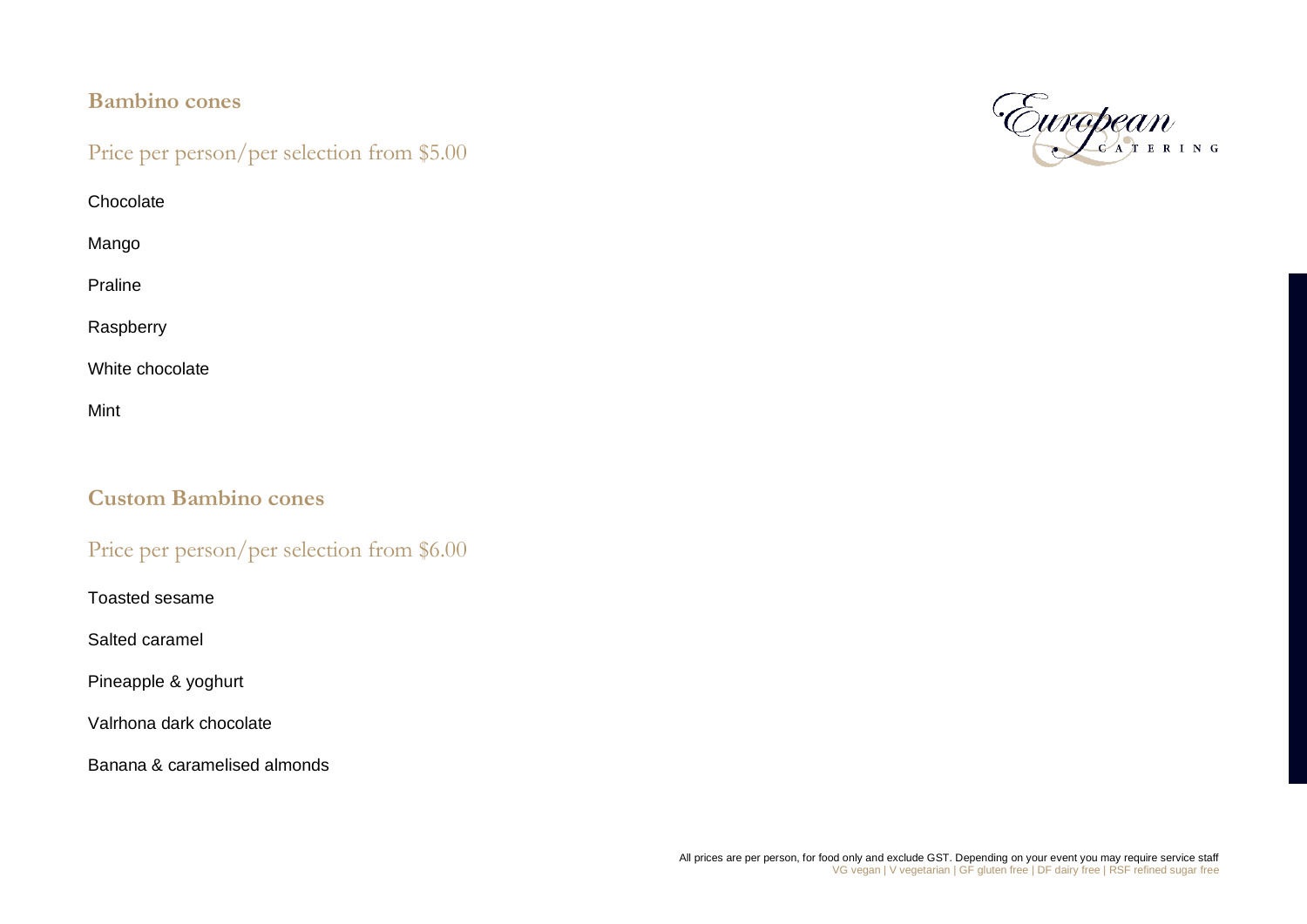## Bambino cones

Price per person/per selection from $5.00

Chocolate

Mango

Praline

Raspberry

White chocolate

Mint

## Custom Bambino cones

Price per person/per selection from $6.00

Toasted sesame

Salted caramel

Pineapple & yoghurt

Valrhona dark chocolate

Banana & caramelised almonds

All prices are per person, for food only and exclude GST. Depending on your event you may require service staff
VG vegan | V vegetarian | GF gluten free | DF dairy free | RSF refined sugar free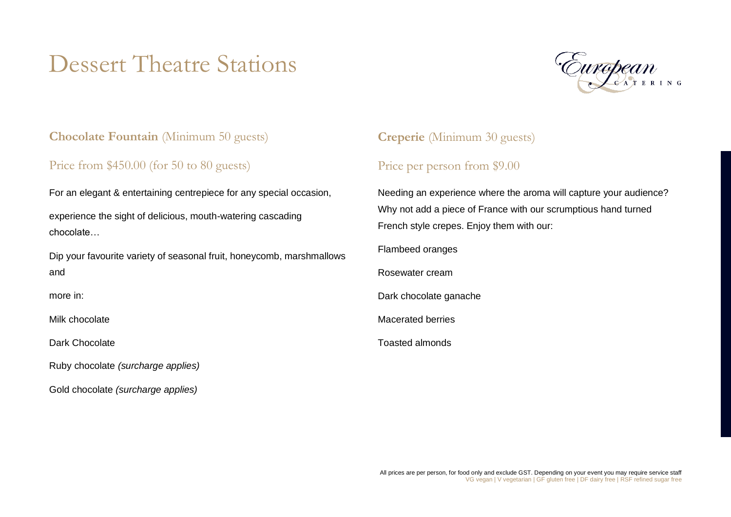# Dessert Theatre Stations

## **Chocolate Fountain** (Minimum 50 guests)

Price from $450.00 (for 50 to 80 guests)

For an elegant & entertaining centrepiece for any special occasion,

experience the sight of delicious, mouth-watering cascading chocolate…

Dip your favourite variety of seasonal fruit, honeycomb, marshmallows and

more in:

Milk chocolate

Dark Chocolate

Ruby chocolate *(surcharge applies)*

Gold chocolate *(surcharge applies)*

## **Creperie** (Minimum 30 guests)

Price per person from $9.00

Needing an experience where the aroma will capture your audience? Why not add a piece of France with our scrumptious hand turned French style crepes. Enjoy them with our:

Flambeed oranges

Rosewater cream

Dark chocolate ganache

Macerated berries

Toasted almonds

All prices are per person, for food only and exclude GST. Depending on your event you may require service staff
VG vegan | V vegetarian | GF gluten free | DF dairy free | RSF refined sugar free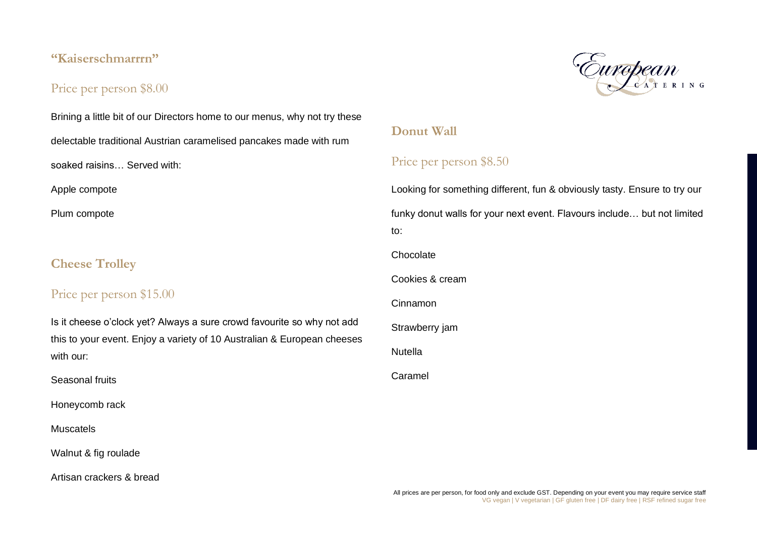## "Kaiserschmarrrn"

Price per person $8.00

Brining a little bit of our Directors home to our menus, why not try these delectable traditional Austrian caramelised pancakes made with rum soaked raisins… Served with:

Apple compote

Plum compote

## Cheese Trolley

Price per person $15.00

Is it cheese o'clock yet? Always a sure crowd favourite so why not add this to your event. Enjoy a variety of 10 Australian & European cheeses with our:

Seasonal fruits

Honeycomb rack

Muscatels

Walnut & fig roulade

Artisan crackers & bread

## Donut Wall

Price per person $8.50

Looking for something different, fun & obviously tasty. Ensure to try our funky donut walls for your next event. Flavours include… but not limited to:

Chocolate

Cookies & cream

Cinnamon

Strawberry jam

Nutella

Caramel

All prices are per person, for food only and exclude GST. Depending on your event you may require service staff
VG vegan | V vegetarian | GF gluten free | DF dairy free | RSF refined sugar free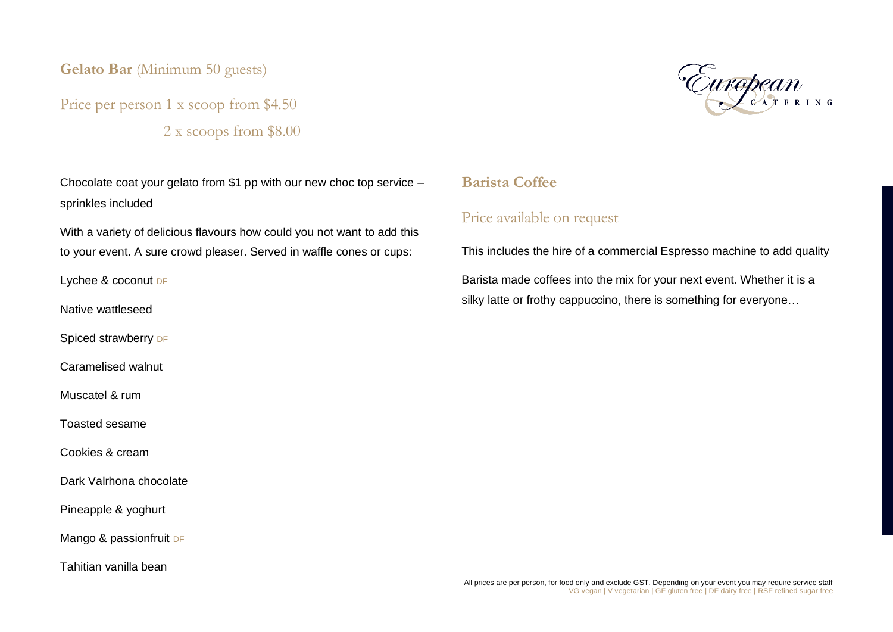## Gelato Bar (Minimum 50 guests)

Price per person 1 x scoop from $4.50

2 x scoops from $8.00

Chocolate coat your gelato from $1 pp with our new choc top service – sprinkles included

With a variety of delicious flavours how could you not want to add this to your event. A sure crowd pleaser. Served in waffle cones or cups:

Lychee & coconut DF

Native wattleseed

Spiced strawberry DF

Caramelised walnut

Muscatel & rum

Toasted sesame

Cookies & cream

Dark Valrhona chocolate

Pineapple & yoghurt

Mango & passionfruit DF

Tahitian vanilla bean

## Barista Coffee

Price available on request

This includes the hire of a commercial Espresso machine to add quality

Barista made coffees into the mix for your next event. Whether it is a silky latte or frothy cappuccino, there is something for everyone…

All prices are per person, for food only and exclude GST. Depending on your event you may require service staff

VG vegan | V vegetarian | GF gluten free | DF dairy free | RSF refined sugar free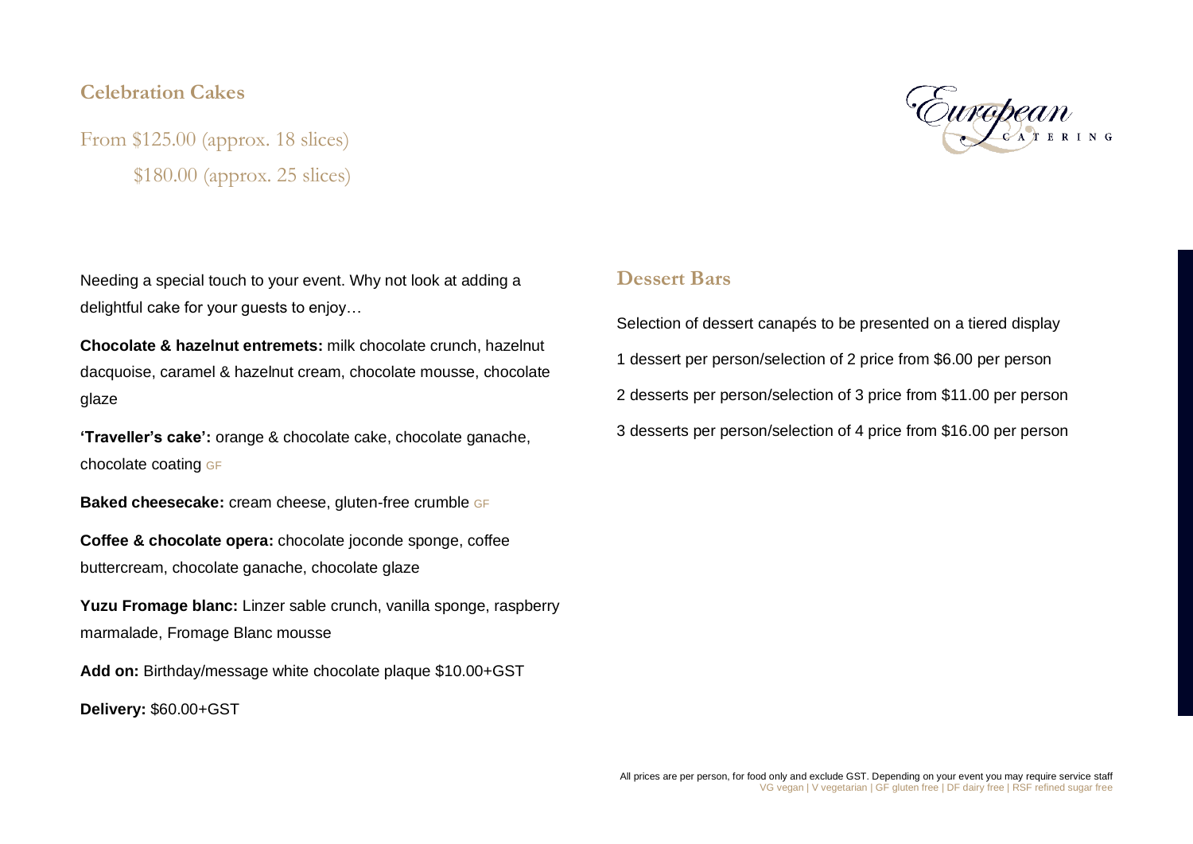## Celebration Cakes

From $125.00 (approx. 18 slices)
$180.00 (approx. 25 slices)

Needing a special touch to your event. Why not look at adding a delightful cake for your guests to enjoy…

**Chocolate & hazelnut entremets:** milk chocolate crunch, hazelnut dacquoise, caramel & hazelnut cream, chocolate mousse, chocolate glaze

**'Traveller's cake':** orange & chocolate cake, chocolate ganache, chocolate coating GF

**Baked cheesecake:** cream cheese, gluten-free crumble GF

**Coffee & chocolate opera:** chocolate joconde sponge, coffee buttercream, chocolate ganache, chocolate glaze

**Yuzu Fromage blanc:** Linzer sable crunch, vanilla sponge, raspberry marmalade, Fromage Blanc mousse

**Add on:** Birthday/message white chocolate plaque $10.00+GST

**Delivery:** $60.00+GST

## Dessert Bars

Selection of dessert canapés to be presented on a tiered display

1 dessert per person/selection of 2 price from $6.00 per person

2 desserts per person/selection of 3 price from $11.00 per person

3 desserts per person/selection of 4 price from $16.00 per person

All prices are per person, for food only and exclude GST. Depending on your event you may require service staff
VG vegan | V vegetarian | GF gluten free | DF dairy free | RSF refined sugar free